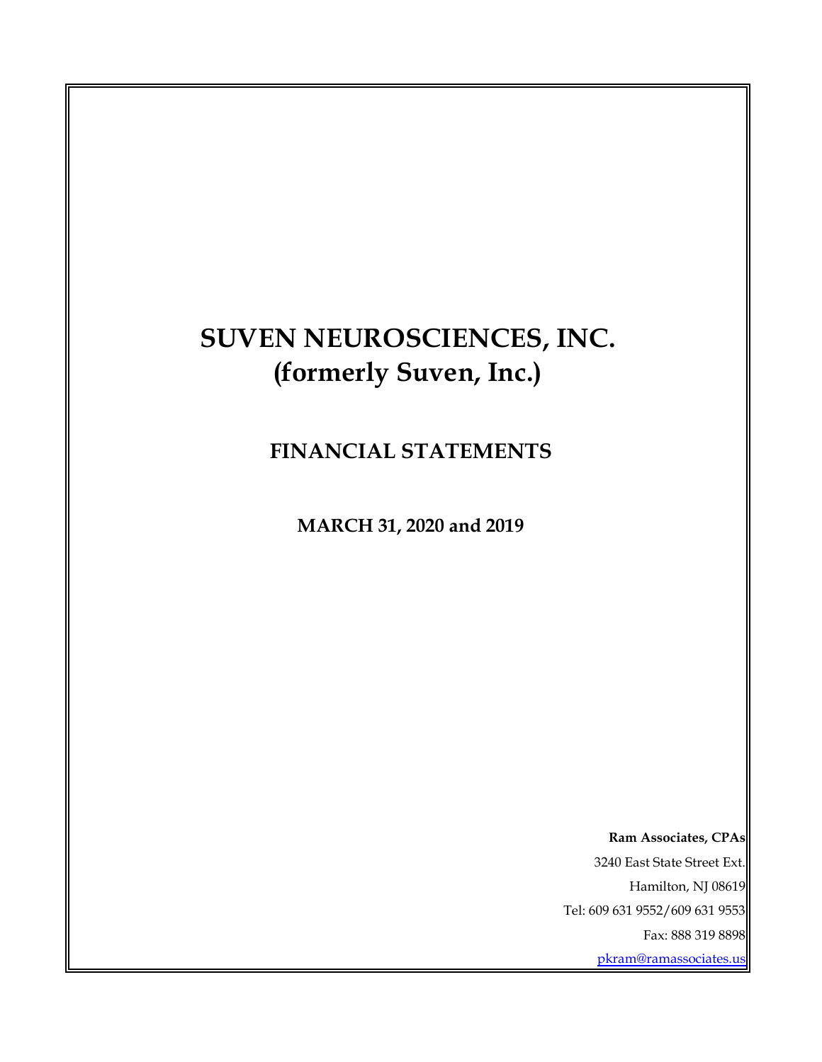# SUVEN NEUROSCIENCES, INC.
# (formerly Suven, Inc.)

## FINANCIAL STATEMENTS

### MARCH 31, 2020 and 2019

**Ram Associates, CPAs**

3240 East State Street Ext.

Hamilton, NJ 08619

Tel: 609 631 9552/609 631 9553

Fax: 888 319 8898

pkram@ramassociates.us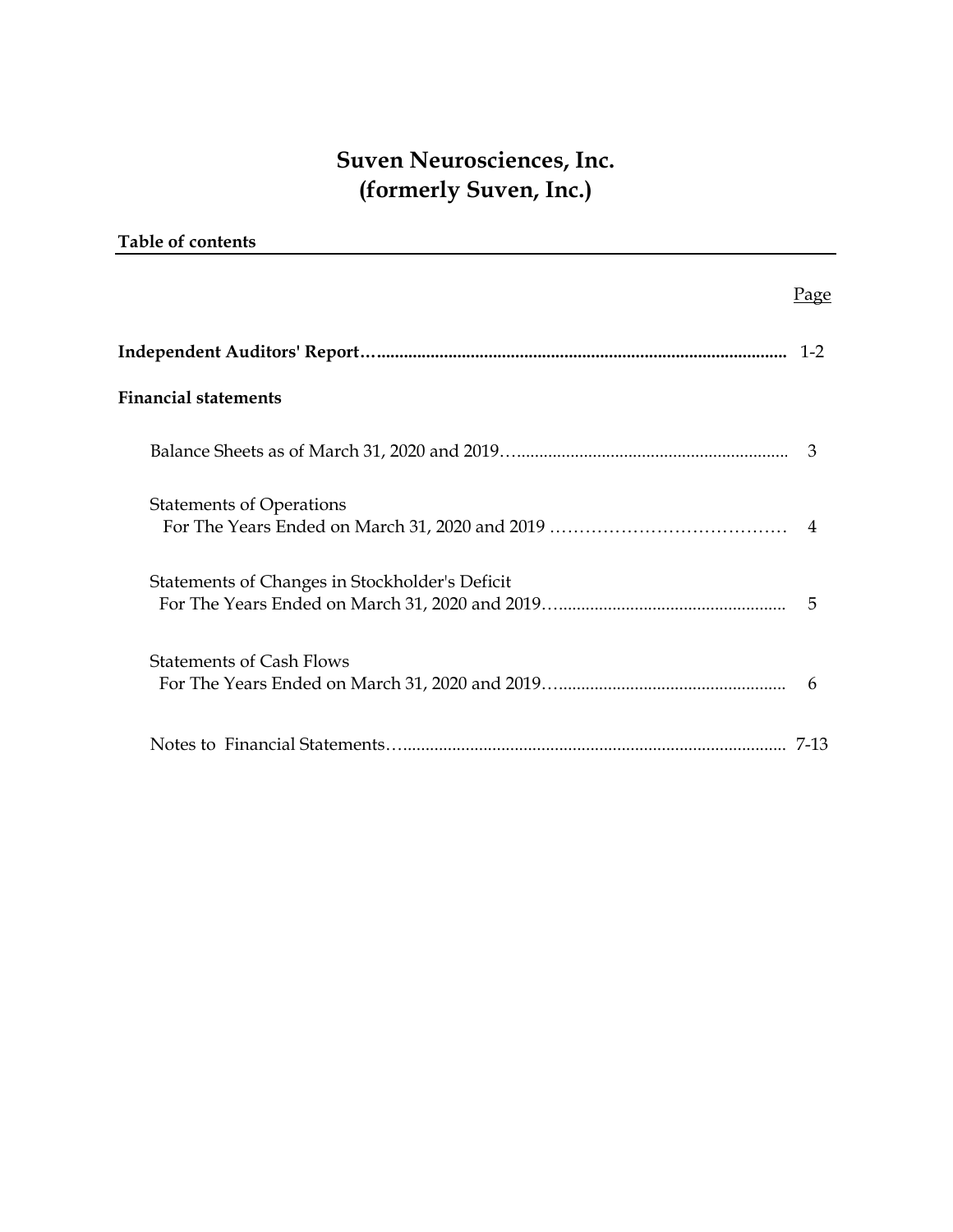# Suven Neurosciences, Inc.
# (formerly Suven, Inc.)

**Table of contents**

| | Page |
|---|---|
| **Independent Auditors' Report** | 1-2 |
| **Financial statements** | |
| Balance Sheets as of March 31, 2020 and 2019 | 3 |
| Statements of Operations For The Years Ended on March 31, 2020 and 2019 | 4 |
| Statements of Changes in Stockholder's Deficit For The Years Ended on March 31, 2020 and 2019 | 5 |
| Statements of Cash Flows For The Years Ended on March 31, 2020 and 2019 | 6 |
| Notes to Financial Statements | 7-13 |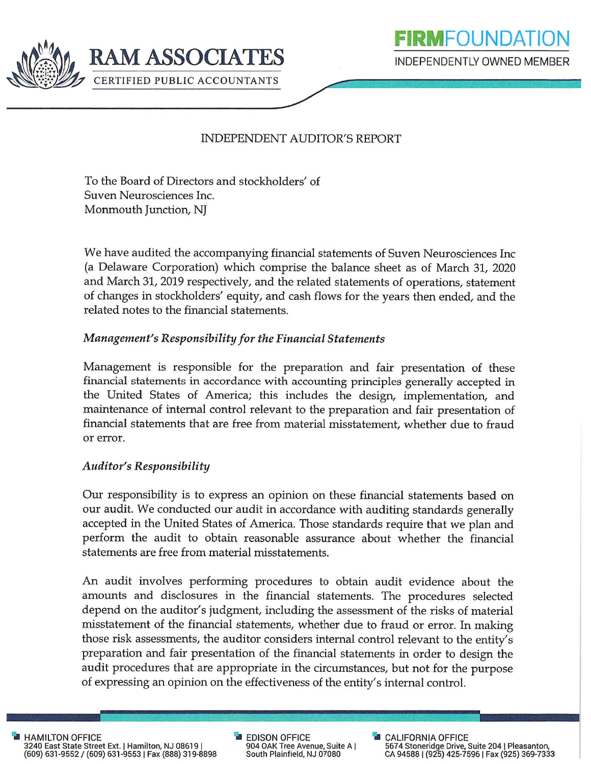# RAM ASSOCIATES

CERTIFIED PUBLIC ACCOUNTANTS

**FIRM**FOUNDATION

INDEPENDENTLY OWNED MEMBER

## INDEPENDENT AUDITOR'S REPORT

To the Board of Directors and stockholders' of
Suven Neurosciences Inc.
Monmouth Junction, NJ

We have audited the accompanying financial statements of Suven Neurosciences Inc (a Delaware Corporation) which comprise the balance sheet as of March 31, 2020 and March 31, 2019 respectively, and the related statements of operations, statement of changes in stockholders' equity, and cash flows for the years then ended, and the related notes to the financial statements.

### *Management's Responsibility for the Financial Statements*

Management is responsible for the preparation and fair presentation of these financial statements in accordance with accounting principles generally accepted in the United States of America; this includes the design, implementation, and maintenance of internal control relevant to the preparation and fair presentation of financial statements that are free from material misstatement, whether due to fraud or error.

### *Auditor's Responsibility*

Our responsibility is to express an opinion on these financial statements based on our audit. We conducted our audit in accordance with auditing standards generally accepted in the United States of America. Those standards require that we plan and perform the audit to obtain reasonable assurance about whether the financial statements are free from material misstatements.

An audit involves performing procedures to obtain audit evidence about the amounts and disclosures in the financial statements. The procedures selected depend on the auditor's judgment, including the assessment of the risks of material misstatement of the financial statements, whether due to fraud or error. In making those risk assessments, the auditor considers internal control relevant to the entity's preparation and fair presentation of the financial statements in order to design the audit procedures that are appropriate in the circumstances, but not for the purpose of expressing an opinion on the effectiveness of the entity's internal control.

HAMILTON OFFICE
3240 East State Street Ext. | Hamilton, NJ 08619 | (609) 631-9552 / (609) 631-9553 | Fax (888) 319-8898

EDISON OFFICE
904 OAK Tree Avenue, Suite A | South Plainfield, NJ 07080

CALIFORNIA OFFICE
5674 Stoneridge Drive, Suite 204 | Pleasanton, CA 94588 | (925) 425-7596 | Fax (925) 369-7333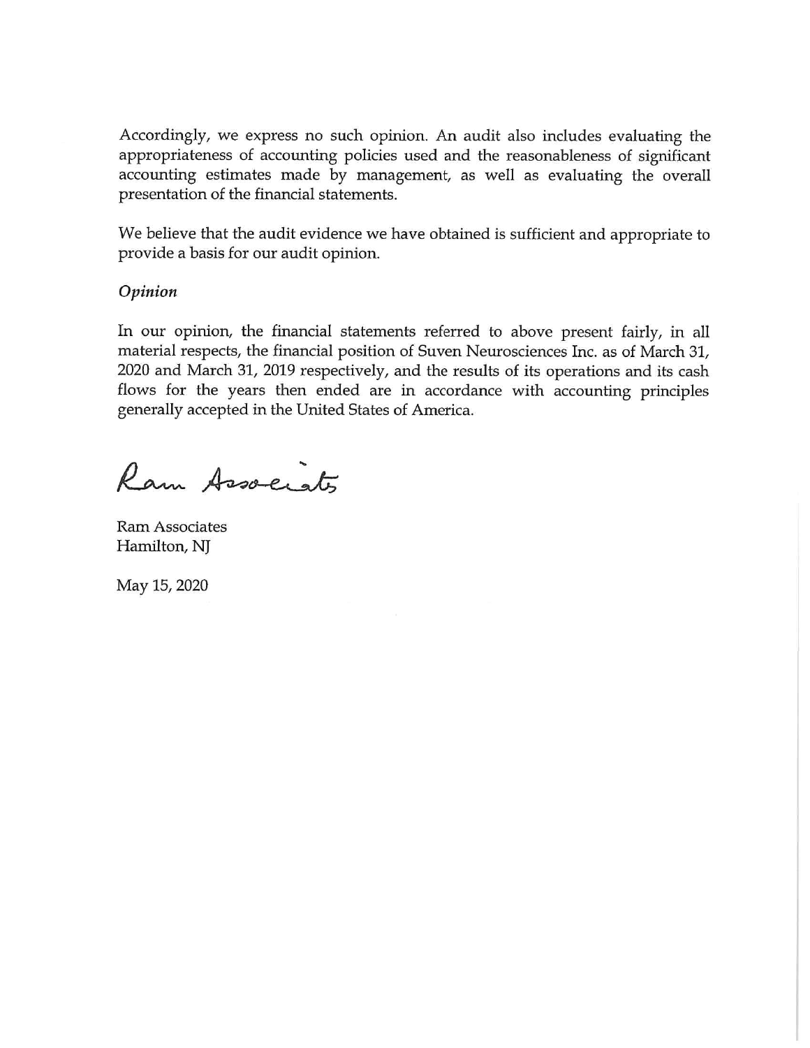Accordingly, we express no such opinion. An audit also includes evaluating the appropriateness of accounting policies used and the reasonableness of significant accounting estimates made by management, as well as evaluating the overall presentation of the financial statements.

We believe that the audit evidence we have obtained is sufficient and appropriate to provide a basis for our audit opinion.

*Opinion*

In our opinion, the financial statements referred to above present fairly, in all material respects, the financial position of Suven Neurosciences Inc. as of March 31, 2020 and March 31, 2019 respectively, and the results of its operations and its cash flows for the years then ended are in accordance with accounting principles generally accepted in the United States of America.

Ram Associates

Ram Associates
Hamilton, NJ

May 15, 2020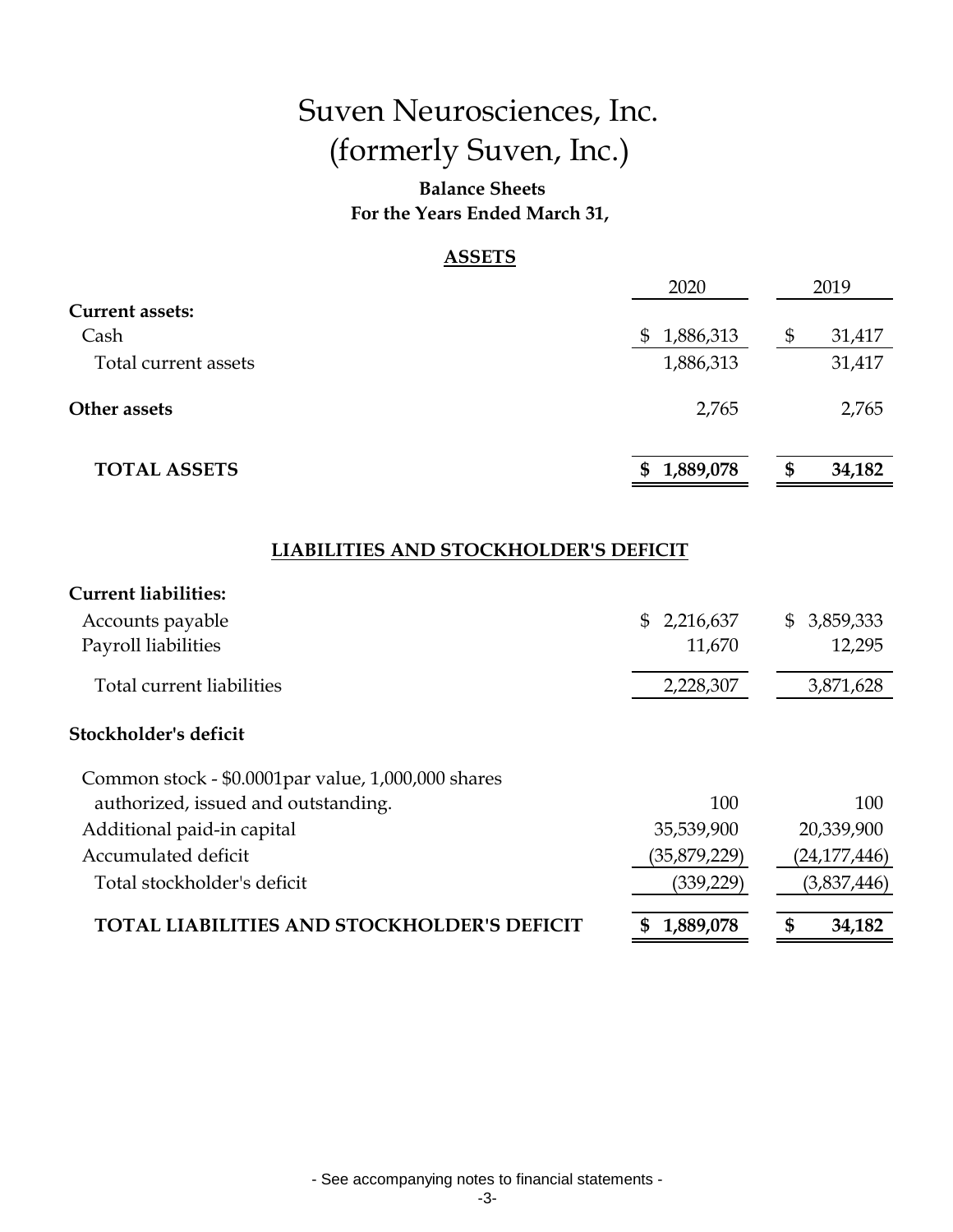# Suven Neurosciences, Inc.
# (formerly Suven, Inc.)

**Balance Sheets**
**For the Years Ended March 31,**

**ASSETS**

| | 2020 | 2019 |
|---|---|---|
| **Current assets:** | | |
| Cash | $ 1,886,313 | $ 31,417 |
| Total current assets | 1,886,313 | 31,417 |
| **Other assets** | 2,765 | 2,765 |
| **TOTAL ASSETS** | **$ 1,889,078** | **$ 34,182** |

**LIABILITIES AND STOCKHOLDER'S DEFICIT**

| | 2020 | 2019 |
|---|---|---|
| **Current liabilities:** | | |
| Accounts payable | $ 2,216,637 | $ 3,859,333 |
| Payroll liabilities | 11,670 | 12,295 |
| Total current liabilities | 2,228,307 | 3,871,628 |
| **Stockholder's deficit** | | |
| Common stock - $0.0001par value, 1,000,000 shares authorized, issued and outstanding. | 100 | 100 |
| Additional paid-in capital | 35,539,900 | 20,339,900 |
| Accumulated deficit | (35,879,229) | (24,177,446) |
| Total stockholder's deficit | (339,229) | (3,837,446) |
| **TOTAL LIABILITIES AND STOCKHOLDER'S DEFICIT** | **$ 1,889,078** | **$ 34,182** |

- See accompanying notes to financial statements -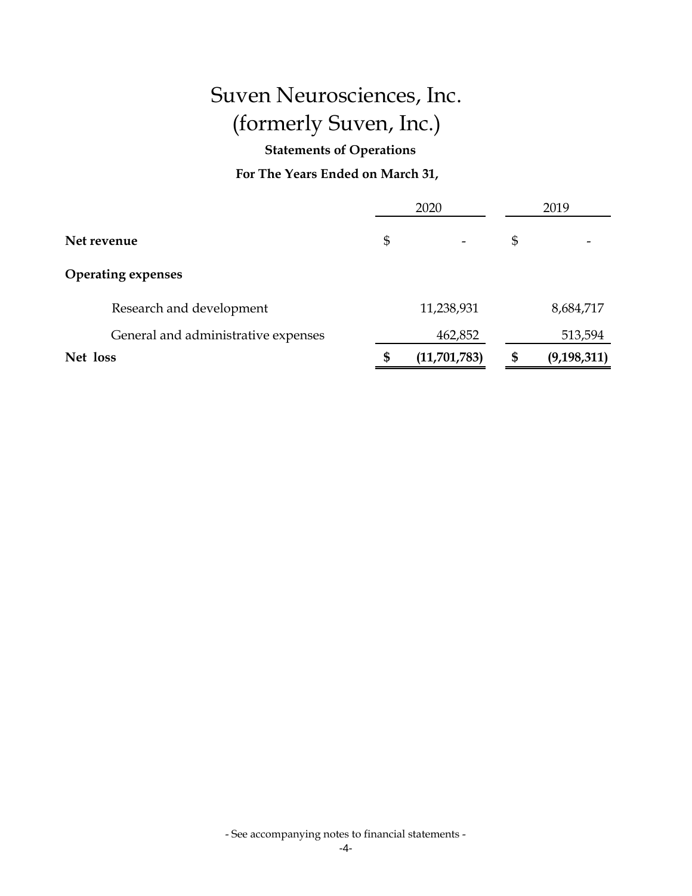# Suven Neurosciences, Inc.
# (formerly Suven, Inc.)

**Statements of Operations**

**For The Years Ended on March 31,**

| | 2020 | 2019 |
|---|---|---|
| **Net revenue** | $ - | $ - |
| **Operating expenses** | | |
| Research and development | 11,238,931 | 8,684,717 |
| General and administrative expenses | 462,852 | 513,594 |
| **Net loss** | **$ (11,701,783)** | **$ (9,198,311)** |

- See accompanying notes to financial statements -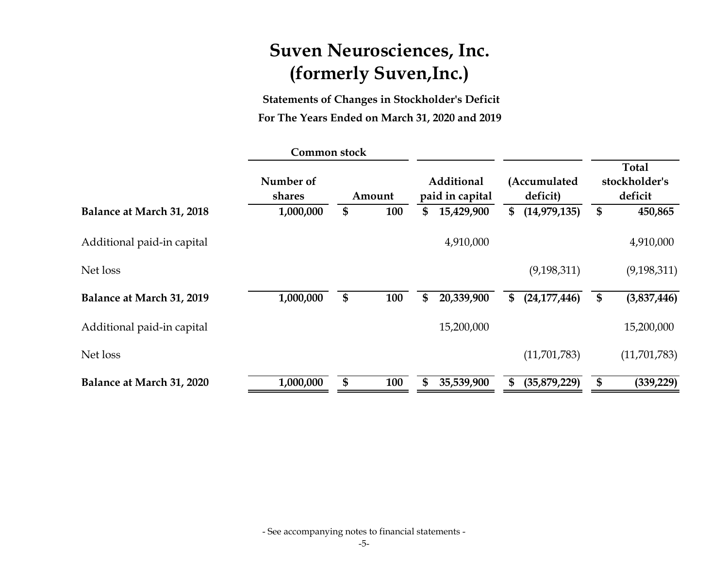# Suven Neurosciences, Inc.
# (formerly Suven,Inc.)

**Statements of Changes in Stockholder's Deficit**

**For The Years Ended on March 31, 2020 and 2019**

| | Common stock | | | | |
|---|---|---|---|---|---|
| | Number of shares | Amount | Additional paid in capital | (Accumulated deficit) | Total stockholder's deficit |
| **Balance at March 31, 2018** | **1,000,000** | **$ 100** | **$ 15,429,900** | **$ (14,979,135)** | **$ 450,865** |
| Additional paid-in capital | | | 4,910,000 | | 4,910,000 |
| Net loss | | | | (9,198,311) | (9,198,311) |
| **Balance at March 31, 2019** | **1,000,000** | **$ 100** | **$ 20,339,900** | **$ (24,177,446)** | **$ (3,837,446)** |
| Additional paid-in capital | | | 15,200,000 | | 15,200,000 |
| Net loss | | | | (11,701,783) | (11,701,783) |
| **Balance at March 31, 2020** | **1,000,000** | **$ 100** | **$ 35,539,900** | **$ (35,879,229)** | **$ (339,229)** |

- See accompanying notes to financial statements -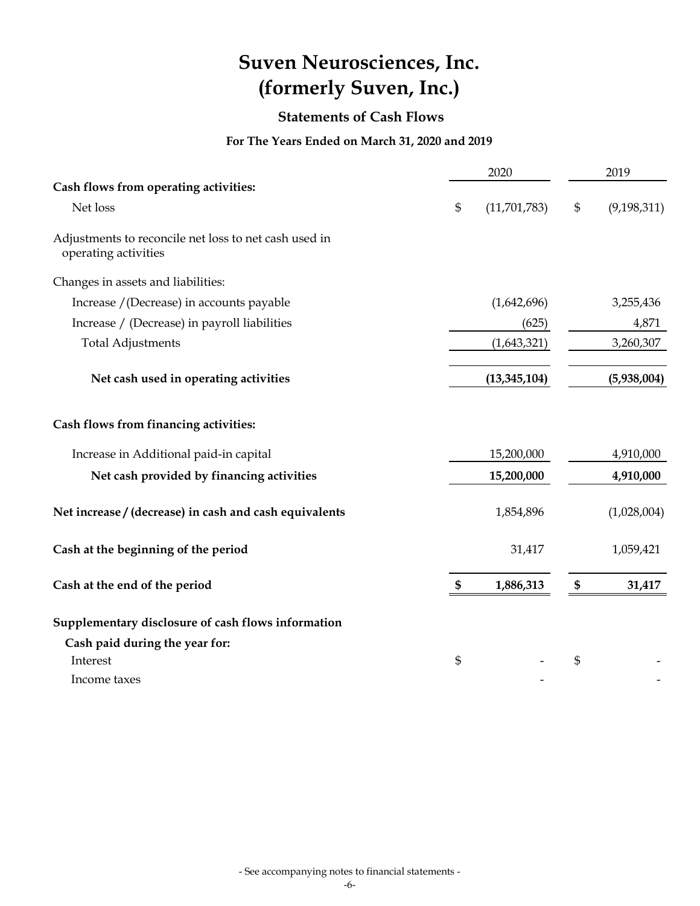# Suven Neurosciences, Inc.
# (formerly Suven, Inc.)

## Statements of Cash Flows

### For The Years Ended on March 31, 2020 and 2019

| | 2020 | 2019 |
|---|---|---|
| **Cash flows from operating activities:** | | |
| Net loss | $ (11,701,783) | $ (9,198,311) |
| Adjustments to reconcile net loss to net cash used in operating activities | | |
| Changes in assets and liabilities: | | |
| Increase / (Decrease) in accounts payable | (1,642,696) | 3,255,436 |
| Increase / (Decrease) in payroll liabilities | (625) | 4,871 |
| Total Adjustments | (1,643,321) | 3,260,307 |
| **Net cash used in operating activities** | **(13,345,104)** | **(5,938,004)** |
| **Cash flows from financing activities:** | | |
| Increase in Additional paid-in capital | 15,200,000 | 4,910,000 |
| **Net cash provided by financing activities** | **15,200,000** | **4,910,000** |
| **Net increase / (decrease) in cash and cash equivalents** | 1,854,896 | (1,028,004) |
| **Cash at the beginning of the period** | 31,417 | 1,059,421 |
| **Cash at the end of the period** | **$ 1,886,313** | **$ 31,417** |
| **Supplementary disclosure of cash flows information** | | |
| **Cash paid during the year for:** | | |
| Interest | $ - | $ - |
| Income taxes | - | - |

- See accompanying notes to financial statements -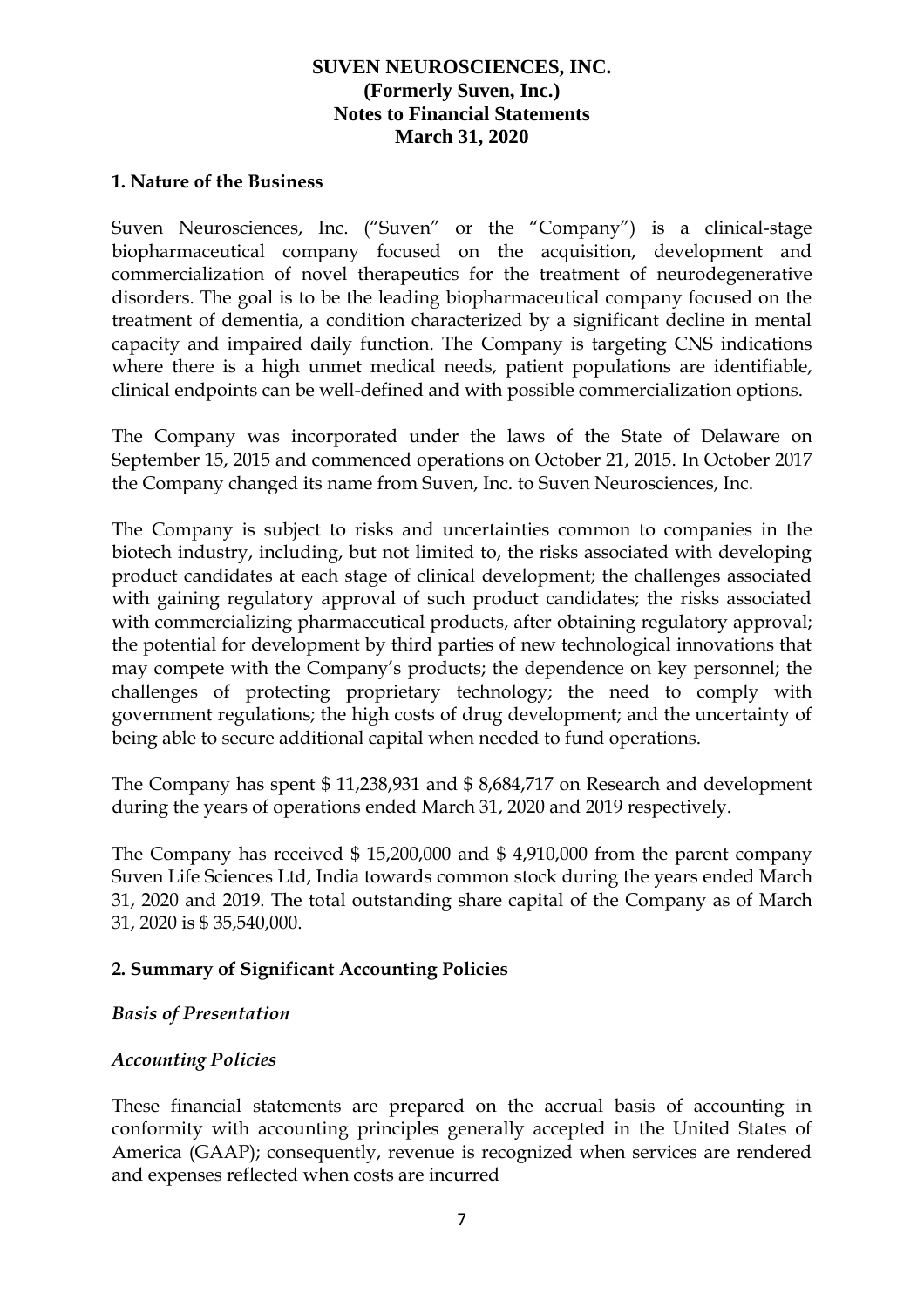**SUVEN NEUROSCIENCES, INC.**
**(Formerly Suven, Inc.)**
**Notes to Financial Statements**
**March 31, 2020**

## 1. Nature of the Business

Suven Neurosciences, Inc. ("Suven" or the "Company") is a clinical-stage biopharmaceutical company focused on the acquisition, development and commercialization of novel therapeutics for the treatment of neurodegenerative disorders. The goal is to be the leading biopharmaceutical company focused on the treatment of dementia, a condition characterized by a significant decline in mental capacity and impaired daily function. The Company is targeting CNS indications where there is a high unmet medical needs, patient populations are identifiable, clinical endpoints can be well-defined and with possible commercialization options.

The Company was incorporated under the laws of the State of Delaware on September 15, 2015 and commenced operations on October 21, 2015. In October 2017 the Company changed its name from Suven, Inc. to Suven Neurosciences, Inc.

The Company is subject to risks and uncertainties common to companies in the biotech industry, including, but not limited to, the risks associated with developing product candidates at each stage of clinical development; the challenges associated with gaining regulatory approval of such product candidates; the risks associated with commercializing pharmaceutical products, after obtaining regulatory approval; the potential for development by third parties of new technological innovations that may compete with the Company's products; the dependence on key personnel; the challenges of protecting proprietary technology; the need to comply with government regulations; the high costs of drug development; and the uncertainty of being able to secure additional capital when needed to fund operations.

The Company has spent $ 11,238,931 and $ 8,684,717 on Research and development during the years of operations ended March 31, 2020 and 2019 respectively.

The Company has received $ 15,200,000 and $ 4,910,000 from the parent company Suven Life Sciences Ltd, India towards common stock during the years ended March 31, 2020 and 2019. The total outstanding share capital of the Company as of March 31, 2020 is $ 35,540,000.

## 2. Summary of Significant Accounting Policies

### *Basis of Presentation*

### *Accounting Policies*

These financial statements are prepared on the accrual basis of accounting in conformity with accounting principles generally accepted in the United States of America (GAAP); consequently, revenue is recognized when services are rendered and expenses reflected when costs are incurred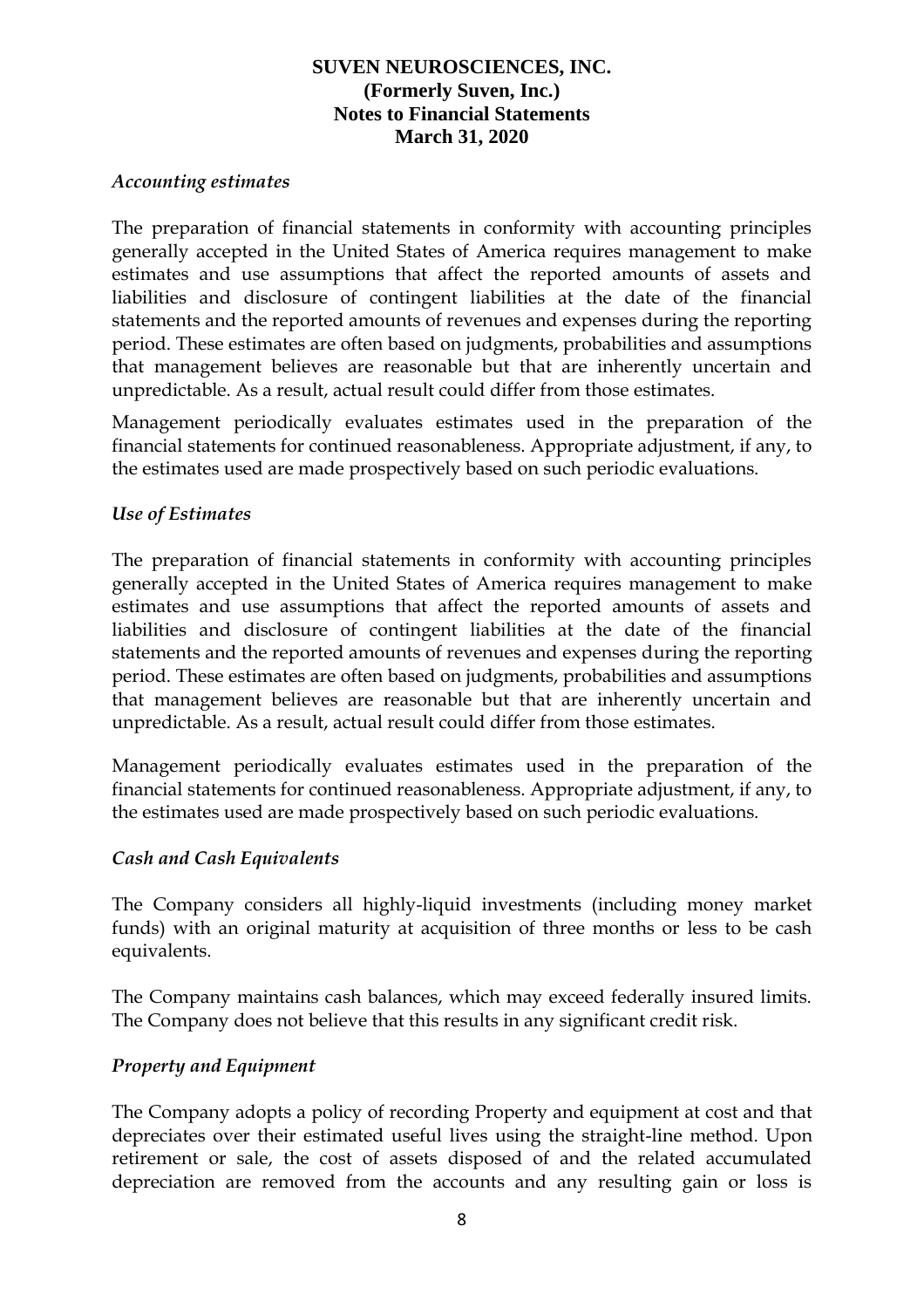### *Accounting estimates*

The preparation of financial statements in conformity with accounting principles generally accepted in the United States of America requires management to make estimates and use assumptions that affect the reported amounts of assets and liabilities and disclosure of contingent liabilities at the date of the financial statements and the reported amounts of revenues and expenses during the reporting period. These estimates are often based on judgments, probabilities and assumptions that management believes are reasonable but that are inherently uncertain and unpredictable. As a result, actual result could differ from those estimates.

Management periodically evaluates estimates used in the preparation of the financial statements for continued reasonableness. Appropriate adjustment, if any, to the estimates used are made prospectively based on such periodic evaluations.

### *Use of Estimates*

The preparation of financial statements in conformity with accounting principles generally accepted in the United States of America requires management to make estimates and use assumptions that affect the reported amounts of assets and liabilities and disclosure of contingent liabilities at the date of the financial statements and the reported amounts of revenues and expenses during the reporting period. These estimates are often based on judgments, probabilities and assumptions that management believes are reasonable but that are inherently uncertain and unpredictable. As a result, actual result could differ from those estimates.

Management periodically evaluates estimates used in the preparation of the financial statements for continued reasonableness. Appropriate adjustment, if any, to the estimates used are made prospectively based on such periodic evaluations.

### *Cash and Cash Equivalents*

The Company considers all highly-liquid investments (including money market funds) with an original maturity at acquisition of three months or less to be cash equivalents.

The Company maintains cash balances, which may exceed federally insured limits. The Company does not believe that this results in any significant credit risk.

### *Property and Equipment*

The Company adopts a policy of recording Property and equipment at cost and that depreciates over their estimated useful lives using the straight-line method. Upon retirement or sale, the cost of assets disposed of and the related accumulated depreciation are removed from the accounts and any resulting gain or loss is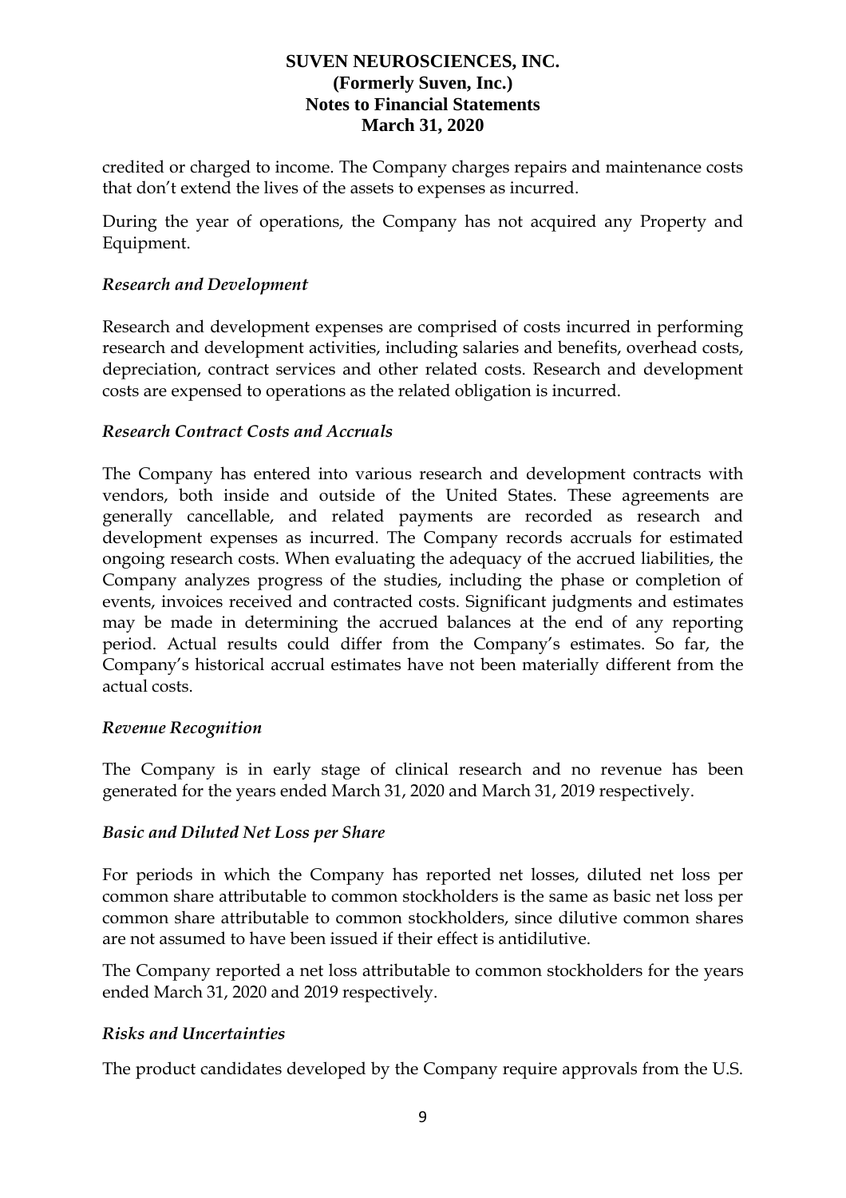credited or charged to income. The Company charges repairs and maintenance costs that don't extend the lives of the assets to expenses as incurred.

During the year of operations, the Company has not acquired any Property and Equipment.

*Research and Development*

Research and development expenses are comprised of costs incurred in performing research and development activities, including salaries and benefits, overhead costs, depreciation, contract services and other related costs. Research and development costs are expensed to operations as the related obligation is incurred.

*Research Contract Costs and Accruals*

The Company has entered into various research and development contracts with vendors, both inside and outside of the United States. These agreements are generally cancellable, and related payments are recorded as research and development expenses as incurred. The Company records accruals for estimated ongoing research costs. When evaluating the adequacy of the accrued liabilities, the Company analyzes progress of the studies, including the phase or completion of events, invoices received and contracted costs. Significant judgments and estimates may be made in determining the accrued balances at the end of any reporting period. Actual results could differ from the Company's estimates. So far, the Company's historical accrual estimates have not been materially different from the actual costs.

*Revenue Recognition*

The Company is in early stage of clinical research and no revenue has been generated for the years ended March 31, 2020 and March 31, 2019 respectively.

*Basic and Diluted Net Loss per Share*

For periods in which the Company has reported net losses, diluted net loss per common share attributable to common stockholders is the same as basic net loss per common share attributable to common stockholders, since dilutive common shares are not assumed to have been issued if their effect is antidilutive.

The Company reported a net loss attributable to common stockholders for the years ended March 31, 2020 and 2019 respectively.

*Risks and Uncertainties*

The product candidates developed by the Company require approvals from the U.S.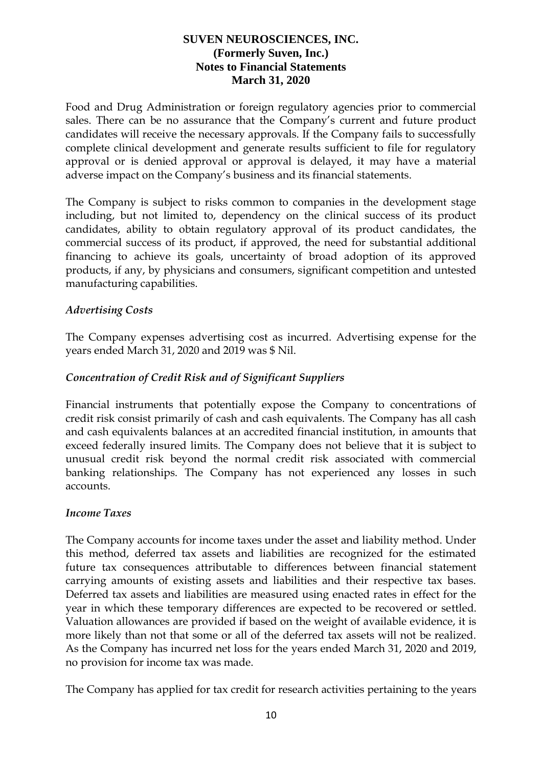Food and Drug Administration or foreign regulatory agencies prior to commercial sales. There can be no assurance that the Company's current and future product candidates will receive the necessary approvals. If the Company fails to successfully complete clinical development and generate results sufficient to file for regulatory approval or is denied approval or approval is delayed, it may have a material adverse impact on the Company's business and its financial statements.

The Company is subject to risks common to companies in the development stage including, but not limited to, dependency on the clinical success of its product candidates, ability to obtain regulatory approval of its product candidates, the commercial success of its product, if approved, the need for substantial additional financing to achieve its goals, uncertainty of broad adoption of its approved products, if any, by physicians and consumers, significant competition and untested manufacturing capabilities.

*Advertising Costs*

The Company expenses advertising cost as incurred. Advertising expense for the years ended March 31, 2020 and 2019 was $ Nil.

*Concentration of Credit Risk and of Significant Suppliers*

Financial instruments that potentially expose the Company to concentrations of credit risk consist primarily of cash and cash equivalents. The Company has all cash and cash equivalents balances at an accredited financial institution, in amounts that exceed federally insured limits. The Company does not believe that it is subject to unusual credit risk beyond the normal credit risk associated with commercial banking relationships. The Company has not experienced any losses in such accounts.

*Income Taxes*

The Company accounts for income taxes under the asset and liability method. Under this method, deferred tax assets and liabilities are recognized for the estimated future tax consequences attributable to differences between financial statement carrying amounts of existing assets and liabilities and their respective tax bases. Deferred tax assets and liabilities are measured using enacted rates in effect for the year in which these temporary differences are expected to be recovered or settled. Valuation allowances are provided if based on the weight of available evidence, it is more likely than not that some or all of the deferred tax assets will not be realized. As the Company has incurred net loss for the years ended March 31, 2020 and 2019, no provision for income tax was made.

The Company has applied for tax credit for research activities pertaining to the years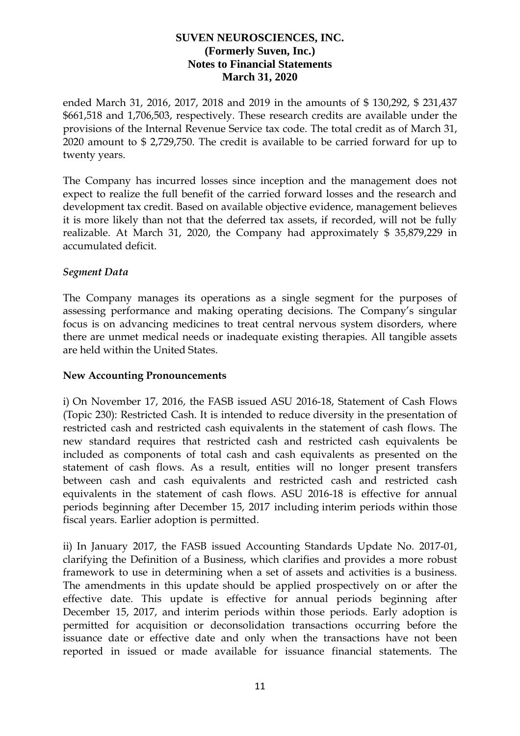ended March 31, 2016, 2017, 2018 and 2019 in the amounts of $ 130,292, $ 231,437 $661,518 and 1,706,503, respectively. These research credits are available under the provisions of the Internal Revenue Service tax code. The total credit as of March 31, 2020 amount to $ 2,729,750. The credit is available to be carried forward for up to twenty years.

The Company has incurred losses since inception and the management does not expect to realize the full benefit of the carried forward losses and the research and development tax credit. Based on available objective evidence, management believes it is more likely than not that the deferred tax assets, if recorded, will not be fully realizable. At March 31, 2020, the Company had approximately $ 35,879,229 in accumulated deficit.

***Segment Data***

The Company manages its operations as a single segment for the purposes of assessing performance and making operating decisions. The Company's singular focus is on advancing medicines to treat central nervous system disorders, where there are unmet medical needs or inadequate existing therapies. All tangible assets are held within the United States.

**New Accounting Pronouncements**

i) On November 17, 2016, the FASB issued ASU 2016-18, Statement of Cash Flows (Topic 230): Restricted Cash. It is intended to reduce diversity in the presentation of restricted cash and restricted cash equivalents in the statement of cash flows. The new standard requires that restricted cash and restricted cash equivalents be included as components of total cash and cash equivalents as presented on the statement of cash flows. As a result, entities will no longer present transfers between cash and cash equivalents and restricted cash and restricted cash equivalents in the statement of cash flows. ASU 2016-18 is effective for annual periods beginning after December 15, 2017 including interim periods within those fiscal years. Earlier adoption is permitted.

ii) In January 2017, the FASB issued Accounting Standards Update No. 2017-01, clarifying the Definition of a Business, which clarifies and provides a more robust framework to use in determining when a set of assets and activities is a business. The amendments in this update should be applied prospectively on or after the effective date. This update is effective for annual periods beginning after December 15, 2017, and interim periods within those periods. Early adoption is permitted for acquisition or deconsolidation transactions occurring before the issuance date or effective date and only when the transactions have not been reported in issued or made available for issuance financial statements. The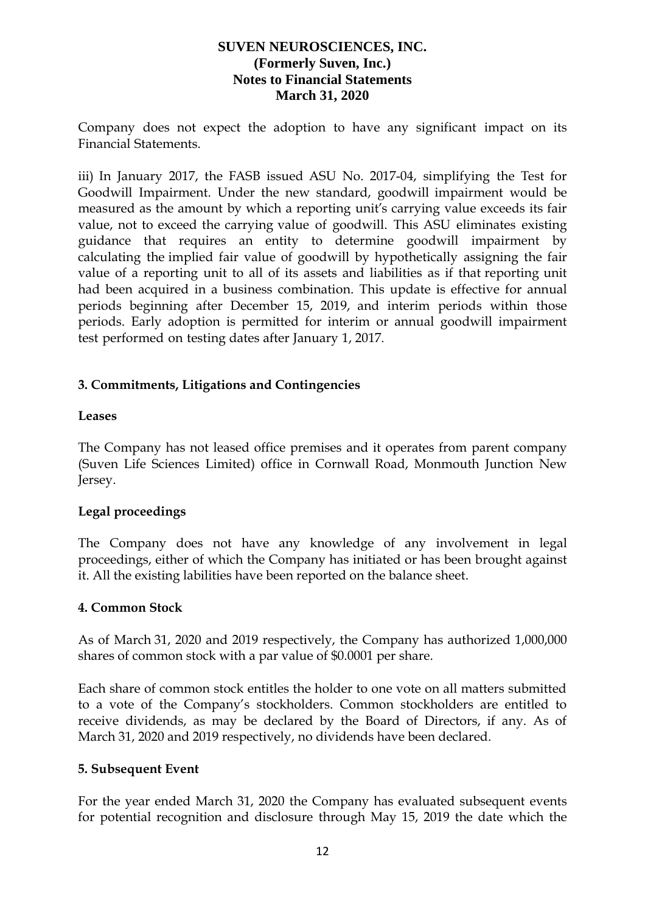Company does not expect the adoption to have any significant impact on its Financial Statements.

iii) In January 2017, the FASB issued ASU No. 2017-04, simplifying the Test for Goodwill Impairment. Under the new standard, goodwill impairment would be measured as the amount by which a reporting unit's carrying value exceeds its fair value, not to exceed the carrying value of goodwill. This ASU eliminates existing guidance that requires an entity to determine goodwill impairment by calculating the implied fair value of goodwill by hypothetically assigning the fair value of a reporting unit to all of its assets and liabilities as if that reporting unit had been acquired in a business combination. This update is effective for annual periods beginning after December 15, 2019, and interim periods within those periods. Early adoption is permitted for interim or annual goodwill impairment test performed on testing dates after January 1, 2017.

## 3. Commitments, Litigations and Contingencies

**Leases**

The Company has not leased office premises and it operates from parent company (Suven Life Sciences Limited) office in Cornwall Road, Monmouth Junction New Jersey.

**Legal proceedings**

The Company does not have any knowledge of any involvement in legal proceedings, either of which the Company has initiated or has been brought against it. All the existing labilities have been reported on the balance sheet.

## 4. Common Stock

As of March 31, 2020 and 2019 respectively, the Company has authorized 1,000,000 shares of common stock with a par value of $0.0001 per share.

Each share of common stock entitles the holder to one vote on all matters submitted to a vote of the Company's stockholders. Common stockholders are entitled to receive dividends, as may be declared by the Board of Directors, if any. As of March 31, 2020 and 2019 respectively, no dividends have been declared.

## 5. Subsequent Event

For the year ended March 31, 2020 the Company has evaluated subsequent events for potential recognition and disclosure through May 15, 2019 the date which the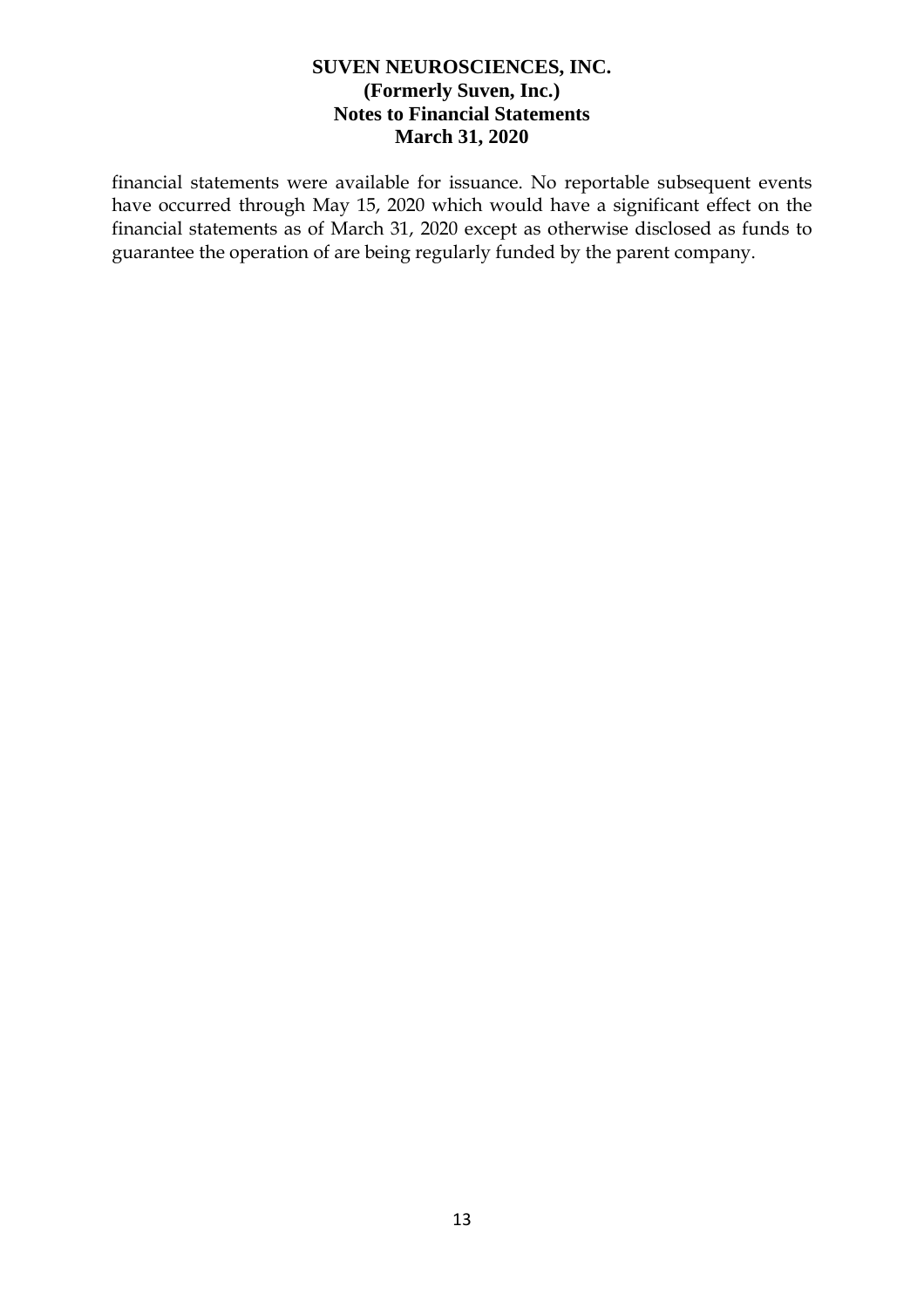financial statements were available for issuance. No reportable subsequent events have occurred through May 15, 2020 which would have a significant effect on the financial statements as of March 31, 2020 except as otherwise disclosed as funds to guarantee the operation of are being regularly funded by the parent company.